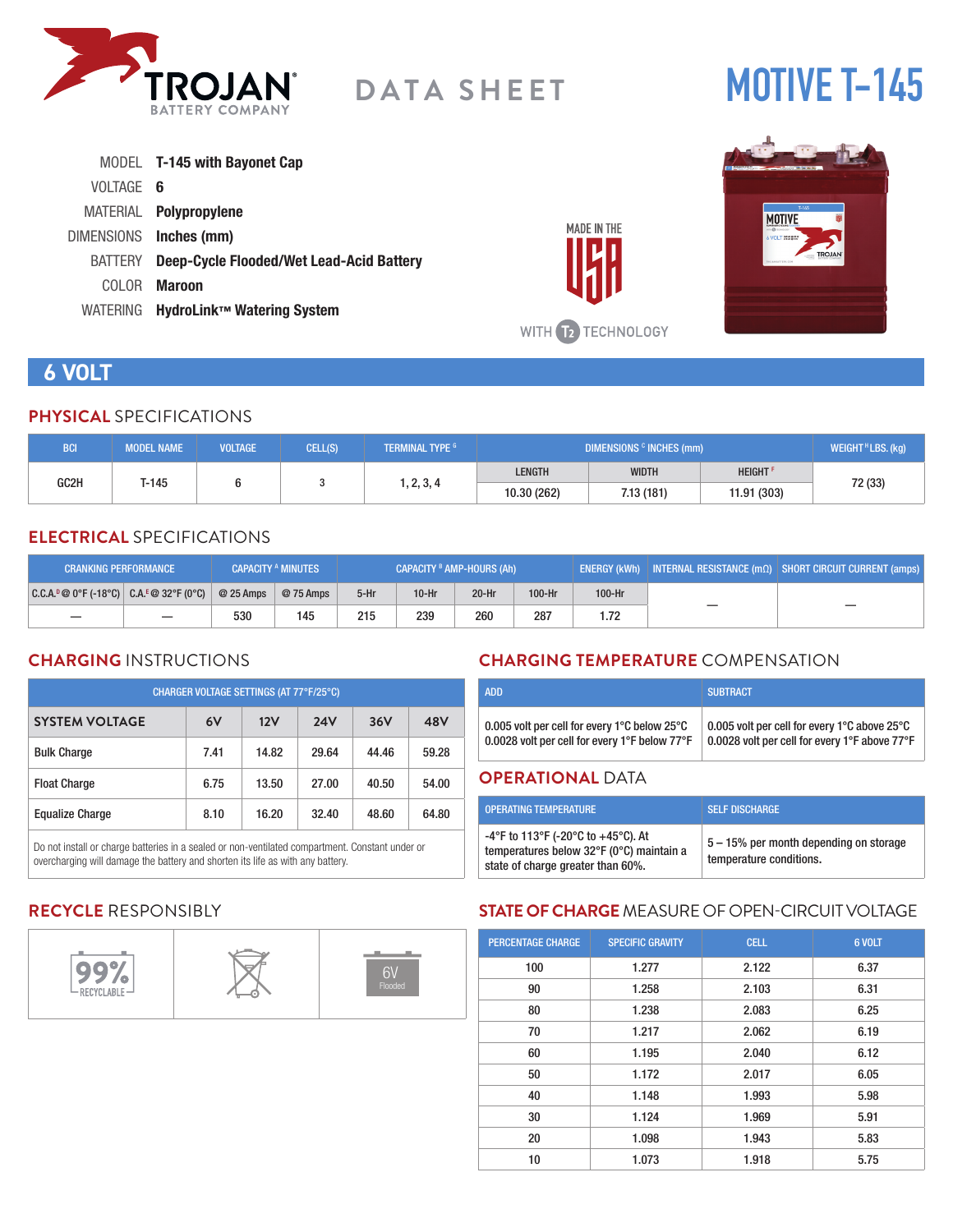# TROJAN BATTERY COMPANY

## DATA SHEET

# MOTIVE T-145

MODEL **T-145 with Bayonet Cap**

VOLTAGE **6**

MATERIAL **Polypropylene**

DIMENSIONS **Inches (mm)**

BATTERY **Deep-Cycle Flooded/Wet Lead-Acid Battery**

COLOR **Maroon**

WATERING **HydroLink™ Watering System**

MADE IN THE USA

WITH T2 TECHNOLOGY

## 6 VOLT

### PHYSICAL SPECIFICATIONS

| BCI | MODEL NAME | VOLTAGE | CELL(S) | TERMINAL TYPE [G] | DIMENSIONS [C] INCHES (mm) | | | WEIGHT [H] LBS. (kg) |
|---|---|---|---|---|---|---|---|---|
| | | | | | LENGTH | WIDTH | HEIGHT [F] | |
| GC2H | T-145 | 6 | 3 | 1, 2, 3, 4 | 10.30 (262) | 7.13 (181) | 11.91 (303) | 72 (33) |

### ELECTRICAL SPECIFICATIONS

| CRANKING PERFORMANCE | | CAPACITY [A] MINUTES | | CAPACITY [B] AMP-HOURS (Ah) | | | | ENERGY (kWh) | INTERNAL RESISTANCE (mΩ) | SHORT CIRCUIT CURRENT (amps) |
|---|---|---|---|---|---|---|---|---|---|---|
| C.C.A.[D] @ 0°F (-18°C) | C.A.[E] @ 32°F (0°C) | @ 25 Amps | @ 75 Amps | 5-Hr | 10-Hr | 20-Hr | 100-Hr | 100-Hr | | |
| — | — | 530 | 145 | 215 | 239 | 260 | 287 | 1.72 | — | — |

### CHARGING INSTRUCTIONS

| CHARGER VOLTAGE SETTINGS (AT 77°F/25°C) | | | | | |
|---|---|---|---|---|---|
| **SYSTEM VOLTAGE** | **6V** | **12V** | **24V** | **36V** | **48V** |
| Bulk Charge | 7.41 | 14.82 | 29.64 | 44.46 | 59.28 |
| Float Charge | 6.75 | 13.50 | 27.00 | 40.50 | 54.00 |
| Equalize Charge | 8.10 | 16.20 | 32.40 | 48.60 | 64.80 |

Do not install or charge batteries in a sealed or non-ventilated compartment. Constant under or overcharging will damage the battery and shorten its life as with any battery.

### CHARGING TEMPERATURE COMPENSATION

| ADD | SUBTRACT |
|---|---|
| 0.005 volt per cell for every 1°C below 25°C<br>0.0028 volt per cell for every 1°F below 77°F | 0.005 volt per cell for every 1°C above 25°C<br>0.0028 volt per cell for every 1°F above 77°F |

### OPERATIONAL DATA

| OPERATING TEMPERATURE | SELF DISCHARGE |
|---|---|
| -4°F to 113°F (-20°C to +45°C). At temperatures below 32°F (0°C) maintain a state of charge greater than 60%. | 5 – 15% per month depending on storage temperature conditions. |

### RECYCLE RESPONSIBLY

99% RECYCLABLE

6V Flooded

### STATE OF CHARGE MEASURE OF OPEN-CIRCUIT VOLTAGE

| PERCENTAGE CHARGE | SPECIFIC GRAVITY | CELL | 6 VOLT |
|---|---|---|---|
| 100 | 1.277 | 2.122 | 6.37 |
| 90 | 1.258 | 2.103 | 6.31 |
| 80 | 1.238 | 2.083 | 6.25 |
| 70 | 1.217 | 2.062 | 6.19 |
| 60 | 1.195 | 2.040 | 6.12 |
| 50 | 1.172 | 2.017 | 6.05 |
| 40 | 1.148 | 1.993 | 5.98 |
| 30 | 1.124 | 1.969 | 5.91 |
| 20 | 1.098 | 1.943 | 5.83 |
| 10 | 1.073 | 1.918 | 5.75 |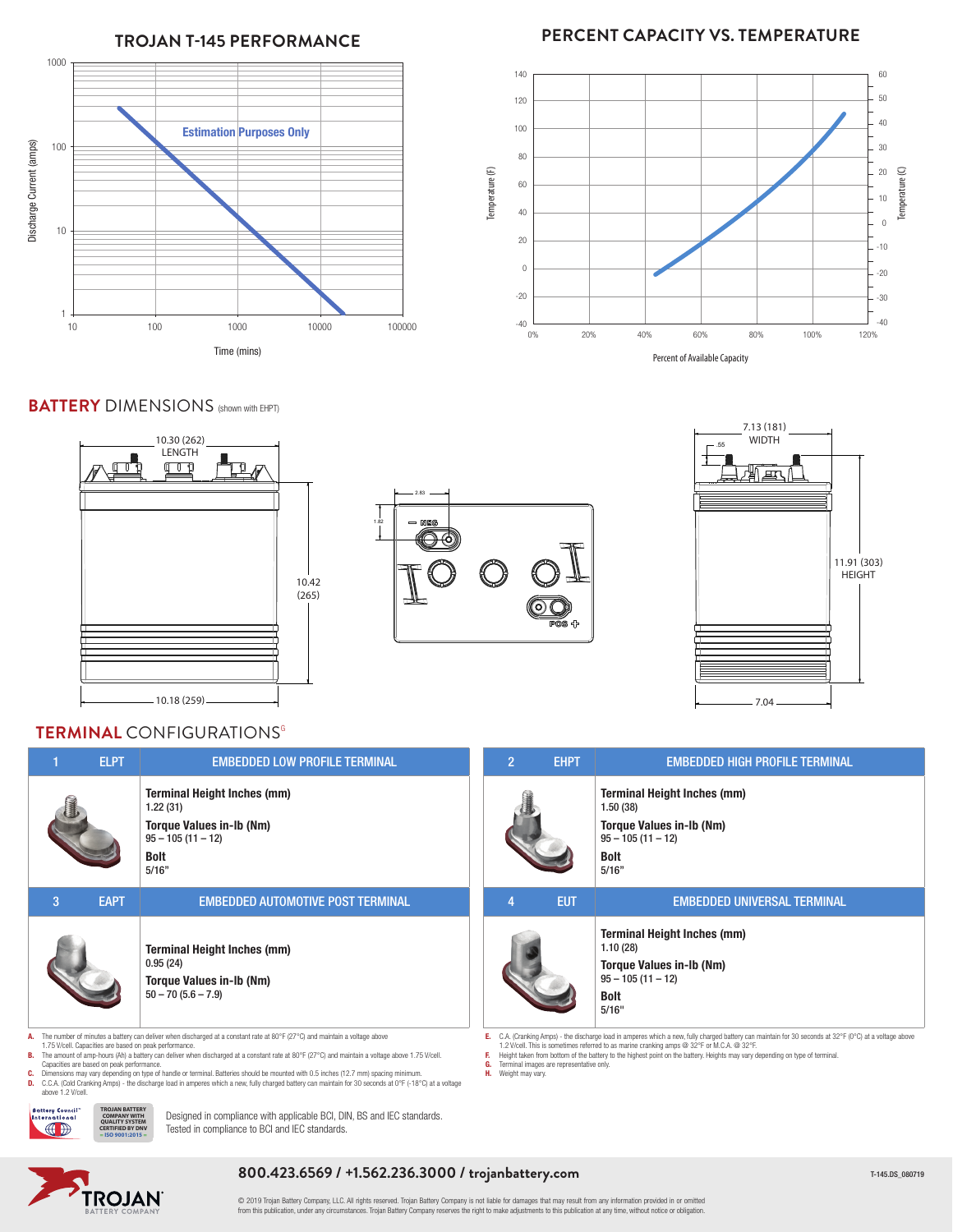## TROJAN T-145 PERFORMANCE

Estimation Purposes Only

Discharge Current (amps)

1000
100
10
1

10
100
1000
10000
100000

Time (mins)

## PERCENT CAPACITY VS. TEMPERATURE

Temperature (F)

140
120
100
80
60
40
20
0
-20
-40

Temperature (C)

60
50
40
30
20
10
0
-10
-20
-30
-40

0%
20%
40%
60%
80%
100%
120%

Percent of Available Capacity

## BATTERY DIMENSIONS (shown with EHPT)

10.30 (262)
LENGTH

10.42
(265)

10.18 (259)

2.83

1.82

NEG

POS

.55

7.13 (181)
WIDTH

11.91 (303)
HEIGHT

7.04

## TERMINAL CONFIGURATIONS[G]

| 1 | ELPT | EMBEDDED LOW PROFILE TERMINAL |
|---|---|---|
| | | **Terminal Height Inches (mm)**<br>1.22 (31)<br>**Torque Values in-lb (Nm)**<br>95 – 105 (11 – 12)<br>**Bolt**<br>5/16" |

| 2 | EHPT | EMBEDDED HIGH PROFILE TERMINAL |
|---|---|---|
| | | **Terminal Height Inches (mm)**<br>1.50 (38)<br>**Torque Values in-lb (Nm)**<br>95 – 105 (11 – 12)<br>**Bolt**<br>5/16" |

| 3 | EAPT | EMBEDDED AUTOMOTIVE POST TERMINAL |
|---|---|---|
| | | **Terminal Height Inches (mm)**<br>0.95 (24)<br>**Torque Values in-lb (Nm)**<br>50 – 70 (5.6 – 7.9) |

| 4 | EUT | EMBEDDED UNIVERSAL TERMINAL |
|---|---|---|
| | | **Terminal Height Inches (mm)**<br>1.10 (28)<br>**Torque Values in-lb (Nm)**<br>95 – 105 (11 – 12)<br>**Bolt**<br>5/16" |

**A.** The number of minutes a battery can deliver when discharged at a constant rate at 80°F (27°C) and maintain a voltage above 1.75 V/cell. Capacities are based on peak performance.
**B.** The amount of amp-hours (Ah) a battery can deliver when discharged at a constant rate at 80°F (27°C) and maintain a voltage above 1.75 V/cell. Capacities are based on peak performance.
**C.** Dimensions may vary depending on type of handle or terminal. Batteries should be mounted with 0.5 inches (12.7 mm) spacing minimum.
**D.** C.C.A. (Cold Cranking Amps) - the discharge load in amperes which a new, fully charged battery can maintain for 30 seconds at 0°F (-18°C) at a voltage above 1.2 V/cell.
**E.** C.A. (Cranking Amps) - the discharge load in amperes which a new, fully charged battery can maintain for 30 seconds at 32°F (0°C) at a voltage above 1.2 V/cell. This is sometimes referred to as marine cranking amps @ 32°F or M.C.A. @ 32°F.
**F.** Height taken from bottom of the battery to the highest point on the battery. Heights may vary depending on type of terminal.
**G.** Terminal images are representative only.
**H.** Weight may vary.

Battery Council International

TROJAN BATTERY COMPANY WITH QUALITY SYSTEM CERTIFIED BY DNV = ISO 9001:2015 =

Designed in compliance with applicable BCI, DIN, BS and IEC standards.
Tested in compliance to BCI and IEC standards.

TROJAN BATTERY COMPANY

**800.423.6569 / +1.562.236.3000 / trojanbattery.com**

T-145.DS_080719

© 2019 Trojan Battery Company, LLC. All rights reserved. Trojan Battery Company is not liable for damages that may result from any information provided in or omitted from this publication, under any circumstances. Trojan Battery Company reserves the right to make adjustments to this publication at any time, without notice or obligation.